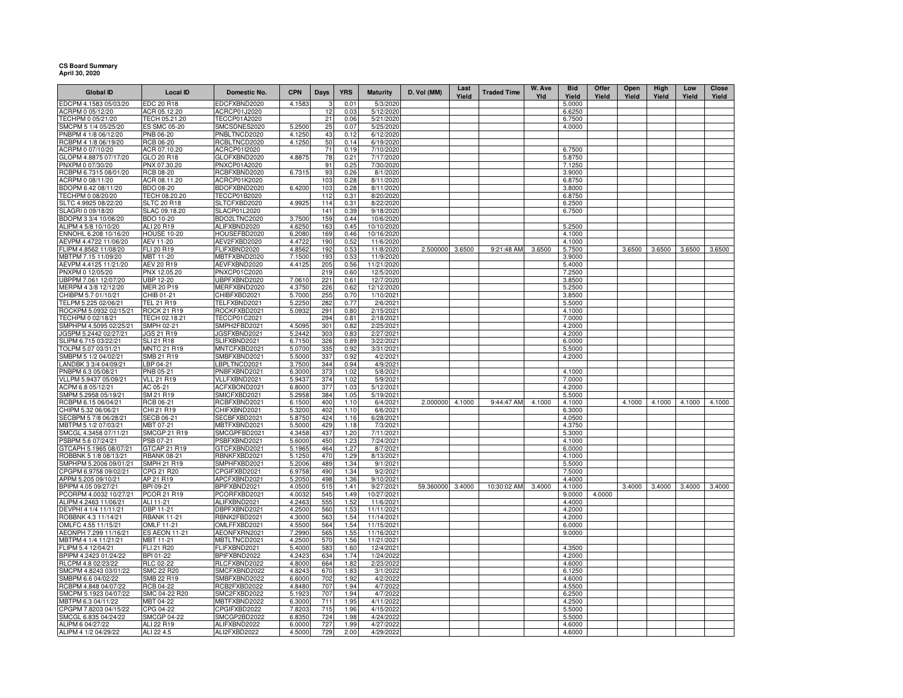**CS Board Summary**
**April 30, 2020**

| Global ID | Local ID | Domestic No. | CPN | Days | YRS | Maturity | D. Vol (MM) | Last Yield | Traded Time | W. Ave Yld | Bid Yield | Offer Yield | Open Yield | High Yield | Low Yield | Close Yield |
|---|---|---|---|---|---|---|---|---|---|---|---|---|---|---|---|---|
| EDCPM 4.1583 05/03/20 | EDC 20 R18 | EDCFXBND2020 | 4.1583 | 3 | 0.01 | 5/3/2020 | | | | | 5.0000 | | | | | |
| ACRPM 0 05/12/20 | ACR 05.12.20 | ACRCP01J2020 | | 12 | 0.03 | 5/12/2020 | | | | | 6.6250 | | | | | |
| TECHPM 0 05/21/20 | TECH 05.21.20 | TECCP01A2020 | | 21 | 0.06 | 5/21/2020 | | | | | 6.7500 | | | | | |
| SMCPM 5 1/4 05/25/20 | ES SMC 05-20 | SMCSDNES2020 | 5.2500 | 25 | 0.07 | 5/25/2020 | | | | | 4.0000 | | | | | |
| PNBPM 4 1/8 06/12/20 | PNB 06-20 | PNBLTNCD2020 | 4.1250 | 43 | 0.12 | 6/12/2020 | | | | | | | | | | |
| RCBPM 4 1/8 06/19/20 | RCB 06-20 | RCBLTNCD2020 | 4.1250 | 50 | 0.14 | 6/19/2020 | | | | | | | | | | |
| ACRPM 0 07/10/20 | ACR 07.10.20 | ACRCP01I2020 | | 71 | 0.19 | 7/10/2020 | | | | | 6.7500 | | | | | |
| GLOPM 4.8875 07/17/20 | GLO 20 R18 | GLOFXBND2020 | 4.8875 | 78 | 0.21 | 7/17/2020 | | | | | 5.8750 | | | | | |
| PNXPM 0 07/30/20 | PNX 07.30.20 | PNXCP01A2020 | | 91 | 0.25 | 7/30/2020 | | | | | 7.1250 | | | | | |
| RCBPM 6.7315 08/01/20 | RCB 08-20 | RCBFXBND2020 | 6.7315 | 93 | 0.26 | 8/1/2020 | | | | | 3.9000 | | | | | |
| ACRPM 0 08/11/20 | ACR 08.11.20 | ACRCP01K2020 | | 103 | 0.28 | 8/11/2020 | | | | | 6.8750 | | | | | |
| BDOPM 6.42 08/11/20 | BDO 08-20 | BDOFXBND2020 | 6.4200 | 103 | 0.28 | 8/11/2020 | | | | | 3.8000 | | | | | |
| TECHPM 0 08/20/20 | TECH 08.20.20 | TECCP01B2020 | | 112 | 0.31 | 8/20/2020 | | | | | 6.8750 | | | | | |
| SLTC 4.9925 08/22/20 | SLTC 20 R18 | SLTCFXBD2020 | 4.9925 | 114 | 0.31 | 8/22/2020 | | | | | 6.2500 | | | | | |
| SLAGRI 0 09/18/20 | SLAC 09.18.20 | SLACP01L2020 | | 141 | 0.39 | 9/18/2020 | | | | | 6.7500 | | | | | |
| BDOPM 3 3/4 10/06/20 | BDO 10-20 | BDO2LTNC2020 | 3.7500 | 159 | 0.44 | 10/6/2020 | | | | | | | | | | |
| ALIPM 4 5/8 10/10/20 | ALI 20 R19 | ALIFXBND2020 | 4.6250 | 163 | 0.45 | 10/10/2020 | | | | | 5.2500 | | | | | |
| ENNOHL 6.208 10/16/20 | HOUSE 10-20 | HOUSEFBD2020 | 6.2080 | 169 | 0.46 | 10/16/2020 | | | | | 4.1000 | | | | | |
| AEVPM 4.4722 11/06/20 | AEV 11-20 | AEV2FXBD2020 | 4.4722 | 190 | 0.52 | 11/6/2020 | | | | | 4.1000 | | | | | |
| FLIPM 4.8562 11/08/20 | FLI 20 R19 | FLIFXBND2020 | 4.8562 | 192 | 0.53 | 11/8/2020 | 2.500000 | 3.6500 | 9:21:48 AM | 3.6500 | 5.7500 | | 3.6500 | 3.6500 | 3.6500 | 3.6500 |
| MBTPM 7.15 11/09/20 | MBT 11-20 | MBTFXBND2020 | 7.1500 | 193 | 0.53 | 11/9/2020 | | | | | 3.9000 | | | | | |
| AEVPM 4.4125 11/21/20 | AEV 20 R19 | AEVFXBND2020 | 4.4125 | 205 | 0.56 | 11/21/2020 | | | | | 5.4000 | | | | | |
| PNXPM 0 12/05/20 | PNX 12.05.20 | PNXCP01C2020 | | 219 | 0.60 | 12/5/2020 | | | | | 7.2500 | | | | | |
| UBPPM 7.061 12/07/20 | UBP 12-20 | UBPFXBND2020 | 7.0610 | 221 | 0.61 | 12/7/2020 | | | | | 3.8500 | | | | | |
| MERPM 4 3/8 12/12/20 | MER 20 P19 | MERFXBND2020 | 4.3750 | 226 | 0.62 | 12/12/2020 | | | | | 5.2500 | | | | | |
| CHIBPM 5.7 01/10/21 | CHIB 01-21 | CHIBFXBD2021 | 5.7000 | 255 | 0.70 | 1/10/2021 | | | | | 3.8500 | | | | | |
| TELPM 5.225 02/06/21 | TEL 21 R19 | TELFXBND2021 | 5.2250 | 282 | 0.77 | 2/6/2021 | | | | | 5.5000 | | | | | |
| ROCKPM 5.0932 02/15/21 | ROCK 21 R19 | ROCKFXBD2021 | 5.0932 | 291 | 0.80 | 2/15/2021 | | | | | 4.1000 | | | | | |
| TECHPM 0 02/18/21 | TECH 02.18.21 | TECCP01C2021 | | 294 | 0.81 | 2/18/2021 | | | | | 7.0000 | | | | | |
| SMPHPM 4.5095 02/25/21 | SMPH 02-21 | SMPH2FBD2021 | 4.5095 | 301 | 0.82 | 2/25/2021 | | | | | 4.2000 | | | | | |
| JGSPM 5.2442 02/27/21 | JGS 21 R19 | JGSFXBND2021 | 5.2442 | 303 | 0.83 | 2/27/2021 | | | | | 4.2000 | | | | | |
| SLIPM 6.715 03/22/21 | SLI 21 R18 | SLIFXBND2021 | 6.7150 | 326 | 0.89 | 3/22/2021 | | | | | 6.0000 | | | | | |
| TOLPM 5.07 03/31/21 | MNTC 21 R19 | MNTCFXBD2021 | 5.0700 | 335 | 0.92 | 3/31/2021 | | | | | 5.5000 | | | | | |
| SMBPM 5 1/2 04/02/21 | SMB 21 R19 | SMBFXBND2021 | 5.5000 | 337 | 0.92 | 4/2/2021 | | | | | 4.2000 | | | | | |
| LANDBK 3 3/4 04/09/21 | LBP 04-21 | LBPLTNCD2021 | 3.7500 | 344 | 0.94 | 4/9/2021 | | | | | | | | | | |
| PNBPM 6.3 05/08/21 | PNB 05-21 | PNBFXBND2021 | 6.3000 | 373 | 1.02 | 5/8/2021 | | | | | 4.1000 | | | | | |
| VLLPM 5.9437 05/09/21 | VLL 21 R19 | VLLFXBND2021 | 5.9437 | 374 | 1.02 | 5/9/2021 | | | | | 7.0000 | | | | | |
| ACPM 6.8 05/12/21 | AC 05-21 | ACFXBOND2021 | 6.8000 | 377 | 1.03 | 5/12/2021 | | | | | 4.2000 | | | | | |
| SMPM 5.2958 05/19/21 | SM 21 R19 | SMICFXBD2021 | 5.2958 | 384 | 1.05 | 5/19/2021 | | | | | 5.5000 | | | | | |
| RCBPM 6.15 06/04/21 | RCB 06-21 | RCBFXBND2021 | 6.1500 | 400 | 1.10 | 6/4/2021 | 2.000000 | 4.1000 | 9:44:47 AM | 4.1000 | 4.1000 | | 4.1000 | 4.1000 | 4.1000 | 4.1000 |
| CHIPM 5.32 06/06/21 | CHI 21 R19 | CHIFXBND2021 | 5.3200 | 402 | 1.10 | 6/6/2021 | | | | | 6.3000 | | | | | |
| SECBPM 5 7/8 06/28/21 | SECB 06-21 | SECBFXBD2021 | 5.8750 | 424 | 1.16 | 6/28/2021 | | | | | 4.0500 | | | | | |
| MBTPM 5 1/2 07/03/21 | MBT 07-21 | MBTFXBND2021 | 5.5000 | 429 | 1.18 | 7/3/2021 | | | | | 4.3750 | | | | | |
| SMCGL 4.3458 07/11/21 | SMCGP 21 R19 | SMCGPFBD2021 | 4.3458 | 437 | 1.20 | 7/11/2021 | | | | | 5.3000 | | | | | |
| PSBPM 5.6 07/24/21 | PSB 07-21 | PSBFXBND2021 | 5.6000 | 450 | 1.23 | 7/24/2021 | | | | | 4.1000 | | | | | |
| GTCAPH 5.1965 08/07/21 | GTCAP 21 R19 | GTCFXBND2021 | 5.1965 | 464 | 1.27 | 8/7/2021 | | | | | 6.0000 | | | | | |
| ROBBNK 5 1/8 08/13/21 | RBANK 08-21 | RBNKFXBD2021 | 5.1250 | 470 | 1.29 | 8/13/2021 | | | | | 4.1000 | | | | | |
| SMPHPM 5.2006 09/01/21 | SMPH 21 R19 | SMPHFXBD2021 | 5.2006 | 489 | 1.34 | 9/1/2021 | | | | | 5.5000 | | | | | |
| CPGPM 6.9758 09/02/21 | CPG 21 R20 | CPGIFXBD2021 | 6.9758 | 490 | 1.34 | 9/2/2021 | | | | | 7.5000 | | | | | |
| APPM 5.205 09/10/21 | AP 21 R19 | APCFXBND2021 | 5.2050 | 498 | 1.36 | 9/10/2021 | | | | | 4.4000 | | | | | |
| BPIPM 4.05 09/27/21 | BPI 09-21 | BPIFXBND2021 | 4.0500 | 515 | 1.41 | 9/27/2021 | 59.360000 | 3.4000 | 10:30:02 AM | 3.4000 | 4.1000 | | 3.4000 | 3.4000 | 3.4000 | 3.4000 |
| PCORPM 4.0032 10/27/21 | PCOR 21 R19 | PCORFXBD2021 | 4.0032 | 545 | 1.49 | 10/27/2021 | | | | | 9.0000 | 4.0000 | | | | |
| ALIPM 4.2463 11/06/21 | ALI 11-21 | ALIFXBND2021 | 4.2463 | 555 | 1.52 | 11/6/2021 | | | | | 4.4000 | | | | | |
| DEVPHI 4 1/4 11/11/21 | DBP 11-21 | DBPFXBND2021 | 4.2500 | 560 | 1.53 | 11/11/2021 | | | | | 4.2000 | | | | | |
| ROBBNK 4.3 11/14/21 | RBANK 11-21 | RBNK2FBD2021 | 4.3000 | 563 | 1.54 | 11/14/2021 | | | | | 4.2000 | | | | | |
| OMLFC 4.55 11/15/21 | OMLF 11-21 | OMLFFXBD2021 | 4.5500 | 564 | 1.54 | 11/15/2021 | | | | | 6.0000 | | | | | |
| AEONPH 7.299 11/16/21 | ES AEON 11-21 | AEONFXRN2021 | 7.2990 | 565 | 1.55 | 11/16/2021 | | | | | 9.0000 | | | | | |
| MBTPM 4 1/4 11/21/21 | MBT 11-21 | MBTLTNCD2021 | 4.2500 | 570 | 1.56 | 11/21/2021 | | | | | | | | | | |
| FLIPM 5.4 12/04/21 | FLI 21 R20 | FLIFXBND2021 | 5.4000 | 583 | 1.60 | 12/4/2021 | | | | | 4.3500 | | | | | |
| BPIPM 4.2423 01/24/22 | BPI 01-22 | BPIFXBND2022 | 4.2423 | 634 | 1.74 | 1/24/2022 | | | | | 4.2000 | | | | | |
| RLCPM 4.8 02/23/22 | RLC 02-22 | RLCFXBND2022 | 4.8000 | 664 | 1.82 | 2/23/2022 | | | | | 4.6000 | | | | | |
| SMCPM 4.8243 03/01/22 | SMC 22 R20 | SMCFXBND2022 | 4.8243 | 670 | 1.83 | 3/1/2022 | | | | | 6.1250 | | | | | |
| SMBPM 6.6 04/02/22 | SMB 22 R19 | SMBFXBND2022 | 6.6000 | 702 | 1.92 | 4/2/2022 | | | | | 4.6000 | | | | | |
| RCBPM 4.848 04/07/22 | RCB 04-22 | RCB2FXBD2022 | 4.8480 | 707 | 1.94 | 4/7/2022 | | | | | 4.5500 | | | | | |
| SMCPM 5.1923 04/07/22 | SMC 04-22 R20 | SMC2FXBD2022 | 5.1923 | 707 | 1.94 | 4/7/2022 | | | | | 6.2500 | | | | | |
| MBTPM 6.3 04/11/22 | MBT 04-22 | MBTFXBND2022 | 6.3000 | 711 | 1.95 | 4/11/2022 | | | | | 4.2500 | | | | | |
| CPGPM 7.8203 04/15/22 | CPG 04-22 | CPGIFXBD2022 | 7.8203 | 715 | 1.96 | 4/15/2022 | | | | | 5.5000 | | | | | |
| SMCGL 6.835 04/24/22 | SMCGP 04-22 | SMCGP2BD2022 | 6.8350 | 724 | 1.98 | 4/24/2022 | | | | | 5.5000 | | | | | |
| ALIPM 6 04/27/22 | ALI 22 R19 | ALIFXBND2022 | 6.0000 | 727 | 1.99 | 4/27/2022 | | | | | 4.6000 | | | | | |
| ALIPM 4 1/2 04/29/22 | ALI 22 4.5 | ALI2FXBD2022 | 4.5000 | 729 | 2.00 | 4/29/2022 | | | | | 4.6000 | | | | | |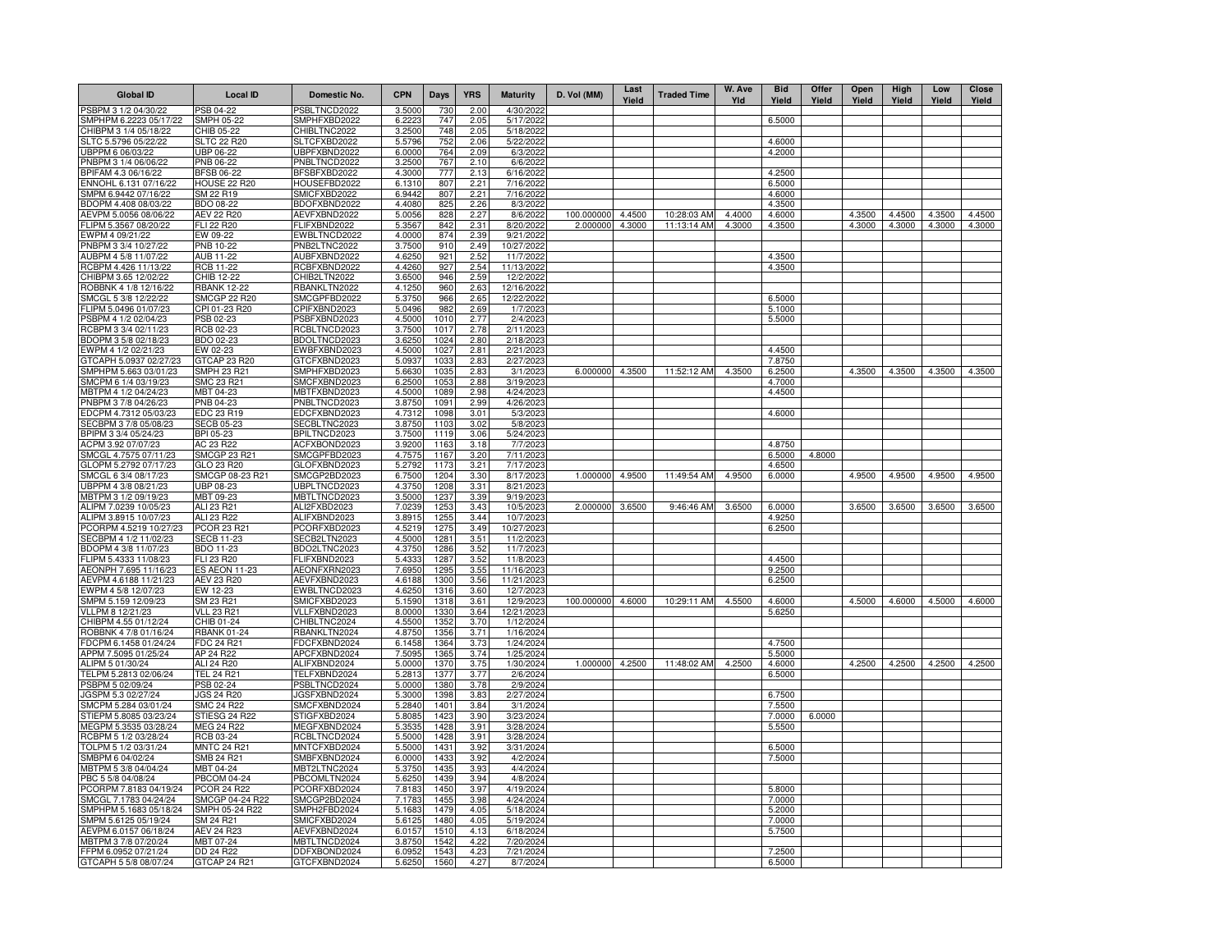| Global ID | Local ID | Domestic No. | CPN | Days | YRS | Maturity | D. Vol (MM) | Last Yield | Traded Time | W. Ave Yld | Bid Yield | Offer Yield | Open Yield | High Yield | Low Yield | Close Yield |
|---|---|---|---|---|---|---|---|---|---|---|---|---|---|---|---|---|
| PSBPM 3 1/2 04/30/22 | PSB 04-22 | PSBLTNCD2022 | 3.5000 | 730 | 2.00 | 4/30/2022 | | | | | | | | | | |
| SMPHPM 6.2223 05/17/22 | SMPH 05-22 | SMPHFXBD2022 | 6.2223 | 747 | 2.05 | 5/17/2022 | | | | | 6.5000 | | | | | |
| CHIBPM 3 1/4 05/18/22 | CHIB 05-22 | CHIBLTNC2022 | 3.2500 | 748 | 2.05 | 5/18/2022 | | | | | | | | | | |
| SLTC 5.5796 05/22/22 | SLTC 22 R20 | SLTCFXBD2022 | 5.5796 | 752 | 2.06 | 5/22/2022 | | | | | 4.6000 | | | | | |
| UBPPM 6 06/03/22 | UBP 06-22 | UBPFXBND2022 | 6.0000 | 764 | 2.09 | 6/3/2022 | | | | | 4.2000 | | | | | |
| PNBPM 3 1/4 06/06/22 | PNB 06-22 | PNBLTNCD2022 | 3.2500 | 767 | 2.10 | 6/6/2022 | | | | | | | | | | |
| BPIFAM 4.3 06/16/22 | BFSB 06-22 | BFSBFXBD2022 | 4.3000 | 777 | 2.13 | 6/16/2022 | | | | | 4.2500 | | | | | |
| ENNOHL 6.131 07/16/22 | HOUSE 22 R20 | HOUSEFBD2022 | 6.1310 | 807 | 2.21 | 7/16/2022 | | | | | 6.5000 | | | | | |
| SMPM 6.9442 07/16/22 | SM 22 R19 | SMICFXBD2022 | 6.9442 | 807 | 2.21 | 7/16/2022 | | | | | 4.6000 | | | | | |
| BDOPM 4.408 08/03/22 | BDO 08-22 | BDOFXBND2022 | 4.4080 | 825 | 2.26 | 8/3/2022 | | | | | 4.3500 | | | | | |
| AEVPM 5.0056 08/06/22 | AEV 22 R20 | AEVFXBND2022 | 5.0056 | 828 | 2.27 | 8/6/2022 | 100.000000 | 4.4500 | 10:28:03 AM | 4.4000 | 4.6000 | | 4.3500 | 4.4500 | 4.3500 | 4.4500 |
| FLIPM 5.3567 08/20/22 | FLI 22 R20 | FLIFXBND2022 | 5.3567 | 842 | 2.31 | 8/20/2022 | 2.000000 | 4.3000 | 11:13:14 AM | 4.3000 | 4.3500 | | 4.3000 | 4.3000 | 4.3000 | 4.3000 |
| EWPM 4 09/21/22 | EW 09-22 | EWBLTNCD2022 | 4.0000 | 874 | 2.39 | 9/21/2022 | | | | | | | | | | |
| PNBPM 3 3/4 10/27/22 | PNB 10-22 | PNB2LTNC2022 | 3.7500 | 910 | 2.49 | 10/27/2022 | | | | | | | | | | |
| AUBPM 4 5/8 11/07/22 | AUB 11-22 | AUBFXBND2022 | 4.6250 | 921 | 2.52 | 11/7/2022 | | | | | 4.3500 | | | | | |
| RCBPM 4.426 11/13/22 | RCB 11-22 | RCBFXBND2022 | 4.4260 | 927 | 2.54 | 11/13/2022 | | | | | 4.3500 | | | | | |
| CHIBPM 3.65 12/02/22 | CHIB 12-22 | CHIB2LTN2022 | 3.6500 | 946 | 2.59 | 12/2/2022 | | | | | | | | | | |
| ROBBNK 4 1/8 12/16/22 | RBANK 12-22 | RBANKLTN2022 | 4.1250 | 960 | 2.63 | 12/16/2022 | | | | | | | | | | |
| SMCGL 5 3/8 12/22/22 | SMCGP 22 R20 | SMCGPFBD2022 | 5.3750 | 966 | 2.65 | 12/22/2022 | | | | | 6.5000 | | | | | |
| FLIPM 5.0496 01/07/23 | CPI 01-23 R20 | CPIFXBND2023 | 5.0496 | 982 | 2.69 | 1/7/2023 | | | | | 5.1000 | | | | | |
| PSBPM 4 1/2 02/04/23 | PSB 02-23 | PSBFXBND2023 | 4.5000 | 1010 | 2.77 | 2/4/2023 | | | | | 5.5000 | | | | | |
| RCBPM 3 3/4 02/11/23 | RCB 02-23 | RCBLTNCD2023 | 3.7500 | 1017 | 2.78 | 2/11/2023 | | | | | | | | | | |
| BDOPM 3 5/8 02/18/23 | BDO 02-23 | BDOLTNCD2023 | 3.6250 | 1024 | 2.80 | 2/18/2023 | | | | | | | | | | |
| EWPM 4 1/2 02/21/23 | EW 02-23 | EWBFXBND2023 | 4.5000 | 1027 | 2.81 | 2/21/2023 | | | | | 4.4500 | | | | | |
| GTCAPH 5.0937 02/27/23 | GTCAP 23 R20 | GTCFXBND2023 | 5.0937 | 1033 | 2.83 | 2/27/2023 | | | | | 7.8750 | | | | | |
| SMPHPM 5.663 03/01/23 | SMPH 23 R21 | SMPHFXBD2023 | 5.6630 | 1035 | 2.83 | 3/1/2023 | 6.000000 | 4.3500 | 11:52:12 AM | 4.3500 | 6.2500 | | 4.3500 | 4.3500 | 4.3500 | 4.3500 |
| SMCPM 6 1/4 03/19/23 | SMC 23 R21 | SMCFXBND2023 | 6.2500 | 1053 | 2.88 | 3/19/2023 | | | | | 4.7000 | | | | | |
| MBTPM 4 1/2 04/24/23 | MBT 04-23 | MBTFXBND2023 | 4.5000 | 1089 | 2.98 | 4/24/2023 | | | | | 4.4500 | | | | | |
| PNBPM 3 7/8 04/26/23 | PNB 04-23 | PNBLTNCD2023 | 3.8750 | 1091 | 2.99 | 4/26/2023 | | | | | | | | | | |
| EDCPM 4.7312 05/03/23 | EDC 23 R19 | EDCFXBND2023 | 4.7312 | 1098 | 3.01 | 5/3/2023 | | | | | 4.6000 | | | | | |
| SECBPM 3 7/8 05/08/23 | SECB 05-23 | SECBLTNC2023 | 3.8750 | 1103 | 3.02 | 5/8/2023 | | | | | | | | | | |
| BPIPM 3 3/4 05/24/23 | BPI 05-23 | BPILTNCD2023 | 3.7500 | 1119 | 3.06 | 5/24/2023 | | | | | | | | | | |
| ACPM 3.92 07/07/23 | AC 23 R22 | ACFXBOND2023 | 3.9200 | 1163 | 3.18 | 7/7/2023 | | | | | 4.8750 | | | | | |
| SMCGL 4.7575 07/11/23 | SMCGP 23 R21 | SMCGPFBD2023 | 4.7575 | 1167 | 3.20 | 7/11/2023 | | | | | 6.5000 | 4.8000 | | | | |
| GLOPM 5.2792 07/17/23 | GLO 23 R20 | GLOFXBND2023 | 5.2792 | 1173 | 3.21 | 7/17/2023 | | | | | 4.6500 | | | | | |
| SMCGL 6 3/4 08/17/23 | SMCGP 08-23 R21 | SMCGP2BD2023 | 6.7500 | 1204 | 3.30 | 8/17/2023 | 1.000000 | 4.9500 | 11:49:54 AM | 4.9500 | 6.0000 | | 4.9500 | 4.9500 | 4.9500 | 4.9500 |
| UBPPM 4 3/8 08/21/23 | UBP 08-23 | UBPLTNCD2023 | 4.3750 | 1208 | 3.31 | 8/21/2023 | | | | | | | | | | |
| MBTPM 3 1/2 09/19/23 | MBT 09-23 | MBTLTNCD2023 | 3.5000 | 1237 | 3.39 | 9/19/2023 | | | | | | | | | | |
| ALIPM 7.0239 10/05/23 | ALI 23 R21 | ALI2FXBD2023 | 7.0239 | 1253 | 3.43 | 10/5/2023 | 2.000000 | 3.6500 | 9:46:46 AM | 3.6500 | 6.0000 | | 3.6500 | 3.6500 | 3.6500 | 3.6500 |
| ALIPM 3.8915 10/07/23 | ALI 23 R22 | ALIFXBND2023 | 3.8915 | 1255 | 3.44 | 10/7/2023 | | | | | 4.9250 | | | | | |
| PCORPM 4.5219 10/27/23 | PCOR 23 R21 | PCORFXBD2023 | 4.5219 | 1275 | 3.49 | 10/27/2023 | | | | | 6.2500 | | | | | |
| SECBPM 4 1/2 11/02/23 | SECB 11-23 | SECB2LTN2023 | 4.5000 | 1281 | 3.51 | 11/2/2023 | | | | | | | | | | |
| BDOPM 4 3/8 11/07/23 | BDO 11-23 | BDO2LTNC2023 | 4.3750 | 1286 | 3.52 | 11/7/2023 | | | | | | | | | | |
| FLIPM 5.4333 11/08/23 | FLI 23 R20 | FLIFXBND2023 | 5.4333 | 1287 | 3.52 | 11/8/2023 | | | | | 4.4500 | | | | | |
| AEONPH 7.695 11/16/23 | ES AEON 11-23 | AEONFXRN2023 | 7.6950 | 1295 | 3.55 | 11/16/2023 | | | | | 9.2500 | | | | | |
| AEVPM 4.6188 11/21/23 | AEV 23 R20 | AEVFXBND2023 | 4.6188 | 1300 | 3.56 | 11/21/2023 | | | | | 6.2500 | | | | | |
| EWPM 4 5/8 12/07/23 | EW 12-23 | EWBLTNCD2023 | 4.6250 | 1316 | 3.60 | 12/7/2023 | | | | | | | | | | |
| SMPM 5.159 12/09/23 | SM 23 R21 | SMICFXBD2023 | 5.1590 | 1318 | 3.61 | 12/9/2023 | 100.000000 | 4.6000 | 10:29:11 AM | 4.5500 | 4.6000 | | 4.5000 | 4.6000 | 4.5000 | 4.6000 |
| VLLPM 8 12/21/23 | VLL 23 R21 | VLLFXBND2023 | 8.0000 | 1330 | 3.64 | 12/21/2023 | | | | | 5.6250 | | | | | |
| CHIBPM 4.55 01/12/24 | CHIB 01-24 | CHIBLTNC2024 | 4.5500 | 1352 | 3.70 | 1/12/2024 | | | | | | | | | | |
| ROBBNK 4 7/8 01/16/24 | RBANK 01-24 | RBANKLTN2024 | 4.8750 | 1356 | 3.71 | 1/16/2024 | | | | | | | | | | |
| FDCPM 6.1458 01/24/24 | FDC 24 R21 | FDCFXBND2024 | 6.1458 | 1364 | 3.73 | 1/24/2024 | | | | | 4.7500 | | | | | |
| APPM 7.5095 01/25/24 | AP 24 R22 | APCFXBND2024 | 7.5095 | 1365 | 3.74 | 1/25/2024 | | | | | 5.5000 | | | | | |
| ALIPM 5 01/30/24 | ALI 24 R20 | ALIFXBND2024 | 5.0000 | 1370 | 3.75 | 1/30/2024 | 1.000000 | 4.2500 | 11:48:02 AM | 4.2500 | 4.6000 | | 4.2500 | 4.2500 | 4.2500 | 4.2500 |
| TELPM 5.2813 02/06/24 | TEL 24 R21 | TELFXBND2024 | 5.2813 | 1377 | 3.77 | 2/6/2024 | | | | | 6.5000 | | | | | |
| PSBPM 5 02/09/24 | PSB 02-24 | PSBLTNCD2024 | 5.0000 | 1380 | 3.78 | 2/9/2024 | | | | | | | | | | |
| JGSPM 5.3 02/27/24 | JGS 24 R20 | JGSFXBND2024 | 5.3000 | 1398 | 3.83 | 2/27/2024 | | | | | 6.7500 | | | | | |
| SMCPM 5.284 03/01/24 | SMC 24 R22 | SMCFXBND2024 | 5.2840 | 1401 | 3.84 | 3/1/2024 | | | | | 7.5500 | | | | | |
| STIEPM 5.8085 03/23/24 | STIESG 24 R22 | STIGFXBD2024 | 5.8085 | 1423 | 3.90 | 3/23/2024 | | | | | 7.0000 | 6.0000 | | | | |
| MEGPM 5.3535 03/28/24 | MEG 24 R22 | MEGFXBND2024 | 5.3535 | 1428 | 3.91 | 3/28/2024 | | | | | 5.5500 | | | | | |
| RCBPM 5 1/2 03/28/24 | RCB 03-24 | RCBLTNCD2024 | 5.5000 | 1428 | 3.91 | 3/28/2024 | | | | | | | | | | |
| TOLPM 5 1/2 03/31/24 | MNTC 24 R21 | MNTCFXBD2024 | 5.5000 | 1431 | 3.92 | 3/31/2024 | | | | | 6.5000 | | | | | |
| SMBPM 6 04/02/24 | SMB 24 R21 | SMBFXBND2024 | 6.0000 | 1433 | 3.92 | 4/2/2024 | | | | | 7.5000 | | | | | |
| MBTPM 5 3/8 04/04/24 | MBT 04-24 | MBT2LTNC2024 | 5.3750 | 1435 | 3.93 | 4/4/2024 | | | | | | | | | | |
| PBC 5 5/8 04/08/24 | PBCOM 04-24 | PBCOMLTN2024 | 5.6250 | 1439 | 3.94 | 4/8/2024 | | | | | | | | | | |
| PCORPM 7.8183 04/19/24 | PCOR 24 R22 | PCORFXBD2024 | 7.8183 | 1450 | 3.97 | 4/19/2024 | | | | | 5.8000 | | | | | |
| SMCGL 7.1783 04/24/24 | SMCGP 04-24 R22 | SMCGP2BD2024 | 7.1783 | 1455 | 3.98 | 4/24/2024 | | | | | 7.0000 | | | | | |
| SMPHPM 5.1683 05/18/24 | SMPH 05-24 R22 | SMPH2FBD2024 | 5.1683 | 1479 | 4.05 | 5/18/2024 | | | | | 5.2000 | | | | | |
| SMPM 5.6125 05/19/24 | SM 24 R21 | SMICFXBD2024 | 5.6125 | 1480 | 4.05 | 5/19/2024 | | | | | 7.0000 | | | | | |
| AEVPM 6.0157 06/18/24 | AEV 24 R23 | AEVFXBND2024 | 6.0157 | 1510 | 4.13 | 6/18/2024 | | | | | 5.7500 | | | | | |
| MBTPM 3 7/8 07/20/24 | MBT 07-24 | MBTLTNCD2024 | 3.8750 | 1542 | 4.22 | 7/20/2024 | | | | | | | | | | |
| FFPM 6.0952 07/21/24 | DD 24 R22 | DDFXBOND2024 | 6.0952 | 1543 | 4.23 | 7/21/2024 | | | | | 7.2500 | | | | | |
| GTCAPH 5 5/8 08/07/24 | GTCAP 24 R21 | GTCFXBND2024 | 5.6250 | 1560 | 4.27 | 8/7/2024 | | | | | 6.5000 | | | | | |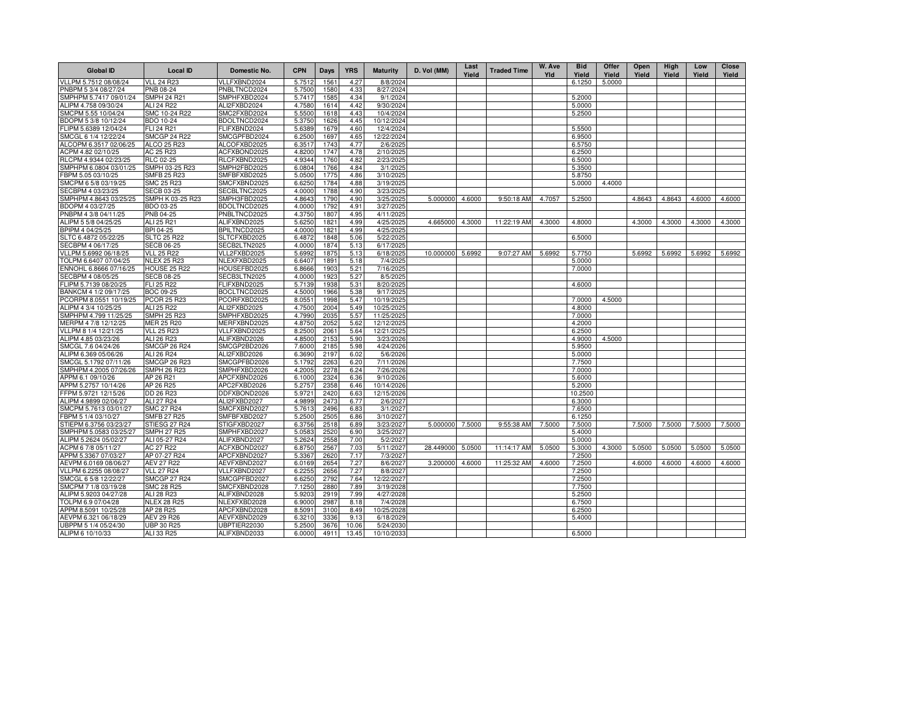| Global ID | Local ID | Domestic No. | CPN | Days | YRS | Maturity | D. Vol (MM) | Last Yield | Traded Time | W. Ave Yld | Bid Yield | Offer Yield | Open Yield | High Yield | Low Yield | Close Yield |
|---|---|---|---|---|---|---|---|---|---|---|---|---|---|---|---|---|
| VLLPM 5.7512 08/08/24 | VLL 24 R23 | VLLFXBND2024 | 5.7512 | 1561 | 4.27 | 8/8/2024 | | | | | 6.1250 | 5.0000 | | | | |
| PNBPM 5 3/4 08/27/24 | PNB 08-24 | PNBLTNCD2024 | 5.7500 | 1580 | 4.33 | 8/27/2024 | | | | | | | | | | |
| SMPHPM 5.7417 09/01/24 | SMPH 24 R21 | SMPHFXBD2024 | 5.7417 | 1585 | 4.34 | 9/1/2024 | | | | | 5.2000 | | | | | |
| ALIPM 4.758 09/30/24 | ALI 24 R22 | ALI2FXBD2024 | 4.7580 | 1614 | 4.42 | 9/30/2024 | | | | | 5.0000 | | | | | |
| SMCPM 5.55 10/04/24 | SMC 10-24 R22 | SMC2FXBD2024 | 5.5500 | 1618 | 4.43 | 10/4/2024 | | | | | 5.2500 | | | | | |
| BDOPM 5 3/8 10/12/24 | BDO 10-24 | BDOLTNCD2024 | 5.3750 | 1626 | 4.45 | 10/12/2024 | | | | | | | | | | |
| FLIPM 5.6389 12/04/24 | FLI 24 R21 | FLIFXBND2024 | 5.6389 | 1679 | 4.60 | 12/4/2024 | | | | | 5.5500 | | | | | |
| SMCGL 6 1/4 12/22/24 | SMCGP 24 R22 | SMCGPFBD2024 | 6.2500 | 1697 | 4.65 | 12/22/2024 | | | | | 6.9500 | | | | | |
| ALCOPM 6.3517 02/06/25 | ALCO 25 R23 | ALCOFXBD2025 | 6.3517 | 1743 | 4.77 | 2/6/2025 | | | | | 6.5750 | | | | | |
| ACPM 4.82 02/10/25 | AC 25 R23 | ACFXBOND2025 | 4.8200 | 1747 | 4.78 | 2/10/2025 | | | | | 6.2500 | | | | | |
| RLCPM 4.9344 02/23/25 | RLC 02-25 | RLCFXBND2025 | 4.9344 | 1760 | 4.82 | 2/23/2025 | | | | | 6.5000 | | | | | |
| SMPHPM 6.0804 03/01/25 | SMPH 03-25 R23 | SMPH2FBD2025 | 6.0804 | 1766 | 4.84 | 3/1/2025 | | | | | 5.3500 | | | | | |
| FBPM 5.05 03/10/25 | SMFB 25 R23 | SMFBFXBD2025 | 5.0500 | 1775 | 4.86 | 3/10/2025 | | | | | 5.8750 | | | | | |
| SMCPM 6 5/8 03/19/25 | SMC 25 R23 | SMCFXBND2025 | 6.6250 | 1784 | 4.88 | 3/19/2025 | | | | | 5.0000 | 4.4000 | | | | |
| SECBPM 4 03/23/25 | SECB 03-25 | SECBLTNC2025 | 4.0000 | 1788 | 4.90 | 3/23/2025 | | | | | | | | | | |
| SMPHPM 4.8643 03/25/25 | SMPH K 03-25 R23 | SMPH3FBD2025 | 4.8643 | 1790 | 4.90 | 3/25/2025 | 5.000000 | 4.6000 | 9:50:18 AM | 4.7057 | 5.2500 | | 4.8643 | 4.8643 | 4.6000 | 4.6000 |
| BDOPM 4 03/27/25 | BDO 03-25 | BDOLTNCD2025 | 4.0000 | 1792 | 4.91 | 3/27/2025 | | | | | | | | | | |
| PNBPM 4 3/8 04/11/25 | PNB 04-25 | PNBLTNCD2025 | 4.3750 | 1807 | 4.95 | 4/11/2025 | | | | | | | | | | |
| ALIPM 5 5/8 04/25/25 | ALI 25 R21 | ALIFXBND2025 | 5.6250 | 1821 | 4.99 | 4/25/2025 | 4.665000 | 4.3000 | 11:22:19 AM | 4.3000 | 4.8000 | | 4.3000 | 4.3000 | 4.3000 | 4.3000 |
| BPIPM 4 04/25/25 | BPI 04-25 | BPILTNCD2025 | 4.0000 | 1821 | 4.99 | 4/25/2025 | | | | | | | | | | |
| SLTC 6.4872 05/22/25 | SLTC 25 R22 | SLTCFXBD2025 | 6.4872 | 1848 | 5.06 | 5/22/2025 | | | | | 6.5000 | | | | | |
| SECBPM 4 06/17/25 | SECB 06-25 | SECB2LTN2025 | 4.0000 | 1874 | 5.13 | 6/17/2025 | | | | | | | | | | |
| VLLPM 5.6992 06/18/25 | VLL 25 R22 | VLL2FXBD2025 | 5.6992 | 1875 | 5.13 | 6/18/2025 | 10.000000 | 5.6992 | 9:07:27 AM | 5.6992 | 5.7750 | | 5.6992 | 5.6992 | 5.6992 | 5.6992 |
| TOLPM 6.6407 07/04/25 | NLEX 25 R23 | NLEXFXBD2025 | 6.6407 | 1891 | 5.18 | 7/4/2025 | | | | | 5.0000 | | | | | |
| ENNOHL 6.8666 07/16/25 | HOUSE 25 R22 | HOUSEFBD2025 | 6.8666 | 1903 | 5.21 | 7/16/2025 | | | | | 7.0000 | | | | | |
| SECBPM 4 08/05/25 | SECB 08-25 | SECB3LTN2025 | 4.0000 | 1923 | 5.27 | 8/5/2025 | | | | | | | | | | |
| FLIPM 5.7139 08/20/25 | FLI 25 R22 | FLIFXBND2025 | 5.7139 | 1938 | 5.31 | 8/20/2025 | | | | | 4.6000 | | | | | |
| BANKCM 4 1/2 09/17/25 | BOC 09-25 | BOCLTNCD2025 | 4.5000 | 1966 | 5.38 | 9/17/2025 | | | | | | | | | | |
| PCORPM 8.0551 10/19/25 | PCOR 25 R23 | PCORFXBD2025 | 8.0551 | 1998 | 5.47 | 10/19/2025 | | | | | 7.0000 | 4.5000 | | | | |
| ALIPM 4 3/4 10/25/25 | ALI 25 R22 | ALI2FXBD2025 | 4.7500 | 2004 | 5.49 | 10/25/2025 | | | | | 4.8000 | | | | | |
| SMPHPM 4.799 11/25/25 | SMPH 25 R23 | SMPHFXBD2025 | 4.7990 | 2035 | 5.57 | 11/25/2025 | | | | | 7.0000 | | | | | |
| MERPM 4 7/8 12/12/25 | MER 25 R20 | MERFXBND2025 | 4.8750 | 2052 | 5.62 | 12/12/2025 | | | | | 4.2000 | | | | | |
| VLLPM 8 1/4 12/21/25 | VLL 25 R23 | VLLFXBND2025 | 8.2500 | 2061 | 5.64 | 12/21/2025 | | | | | 6.2500 | | | | | |
| ALIPM 4.85 03/23/26 | ALI 26 R23 | ALIFXBND2026 | 4.8500 | 2153 | 5.90 | 3/23/2026 | | | | | 4.9000 | 4.5000 | | | | |
| SMCGL 7.6 04/24/26 | SMCGP 26 R24 | SMCGP2BD2026 | 7.6000 | 2185 | 5.98 | 4/24/2026 | | | | | 5.9500 | | | | | |
| ALIPM 6.369 05/06/26 | ALI 26 R24 | ALI2FXBD2026 | 6.3690 | 2197 | 6.02 | 5/6/2026 | | | | | 5.0000 | | | | | |
| SMCGL 5.1792 07/11/26 | SMCGP 26 R23 | SMCGPFBD2026 | 5.1792 | 2263 | 6.20 | 7/11/2026 | | | | | 7.7500 | | | | | |
| SMPHPM 4.2005 07/26/26 | SMPH 26 R23 | SMPHFXBD2026 | 4.2005 | 2278 | 6.24 | 7/26/2026 | | | | | 7.0000 | | | | | |
| APPM 6.1 09/10/26 | AP 26 R21 | APCFXBND2026 | 6.1000 | 2324 | 6.36 | 9/10/2026 | | | | | 5.6000 | | | | | |
| APPM 5.2757 10/14/26 | AP 26 R25 | APC2FXBD2026 | 5.2757 | 2358 | 6.46 | 10/14/2026 | | | | | 5.2000 | | | | | |
| FFPM 5.9721 12/15/26 | DD 26 R23 | DDFXBOND2026 | 5.9721 | 2420 | 6.63 | 12/15/2026 | | | | | 10.2500 | | | | | |
| ALIPM 4.9899 02/06/27 | ALI 27 R24 | ALI2FXBD2027 | 4.9899 | 2473 | 6.77 | 2/6/2027 | | | | | 6.3000 | | | | | |
| SMCPM 5.7613 03/01/27 | SMC 27 R24 | SMCFXBND2027 | 5.7613 | 2496 | 6.83 | 3/1/2027 | | | | | 7.6500 | | | | | |
| FBPM 5 1/4 03/10/27 | SMFB 27 R25 | SMFBFXBD2027 | 5.2500 | 2505 | 6.86 | 3/10/2027 | | | | | 6.1250 | | | | | |
| STIEPM 6.3756 03/23/27 | STIESG 27 R24 | STIGFXBD2027 | 6.3756 | 2518 | 6.89 | 3/23/2027 | 5.000000 | 7.5000 | 9:55:38 AM | 7.5000 | 7.5000 | | 7.5000 | 7.5000 | 7.5000 | 7.5000 |
| SMPHPM 5.0583 03/25/27 | SMPH 27 R25 | SMPHFXBD2027 | 5.0583 | 2520 | 6.90 | 3/25/2027 | | | | | 5.4000 | | | | | |
| ALIPM 5.2624 05/02/27 | ALI 05-27 R24 | ALIFXBND2027 | 5.2624 | 2558 | 7.00 | 5/2/2027 | | | | | 5.0000 | | | | | |
| ACPM 6 7/8 05/11/27 | AC 27 R22 | ACFXBOND2027 | 6.8750 | 2567 | 7.03 | 5/11/2027 | 28.449000 | 5.0500 | 11:14:17 AM | 5.0500 | 5.3000 | 4.3000 | 5.0500 | 5.0500 | 5.0500 | 5.0500 |
| APPM 5.3367 07/03/27 | AP 07-27 R24 | APCFXBND2027 | 5.3367 | 2620 | 7.17 | 7/3/2027 | | | | | 7.2500 | | | | | |
| AEVPM 6.0169 08/06/27 | AEV 27 R22 | AEVFXBND2027 | 6.0169 | 2654 | 7.27 | 8/6/2027 | 3.200000 | 4.6000 | 11:25:32 AM | 4.6000 | 7.2500 | | 4.6000 | 4.6000 | 4.6000 | 4.6000 |
| VLLPM 6.2255 08/08/27 | VLL 27 R24 | VLLFXBND2027 | 6.2255 | 2656 | 7.27 | 8/8/2027 | | | | | 7.2500 | | | | | |
| SMCGL 6 5/8 12/22/27 | SMCGP 27 R24 | SMCGPFBD2027 | 6.6250 | 2792 | 7.64 | 12/22/2027 | | | | | 7.2500 | | | | | |
| SMCPM 7 1/8 03/19/28 | SMC 28 R25 | SMCFXBND2028 | 7.1250 | 2880 | 7.89 | 3/19/2028 | | | | | 7.7500 | | | | | |
| ALIPM 5.9203 04/27/28 | ALI 28 R23 | ALIFXBND2028 | 5.9203 | 2919 | 7.99 | 4/27/2028 | | | | | 5.2500 | | | | | |
| TOLPM 6.9 07/04/28 | NLEX 28 R25 | NLEXFXBD2028 | 6.9000 | 2987 | 8.18 | 7/4/2028 | | | | | 6.7500 | | | | | |
| APPM 8.5091 10/25/28 | AP 28 R25 | APCFXBND2028 | 8.5091 | 3100 | 8.49 | 10/25/2028 | | | | | 6.2500 | | | | | |
| AEVPM 6.321 06/18/29 | AEV 29 R26 | AEVFXBND2029 | 6.3210 | 3336 | 9.13 | 6/18/2029 | | | | | 5.4000 | | | | | |
| UBPPM 5 1/4 05/24/30 | UBP 30 R25 | UBPTIER22030 | 5.2500 | 3676 | 10.06 | 5/24/2030 | | | | | | | | | | |
| ALIPM 6 10/10/33 | ALI 33 R25 | ALIFXBND2033 | 6.0000 | 4911 | 13.45 | 10/10/2033 | | | | | 6.5000 | | | | | |